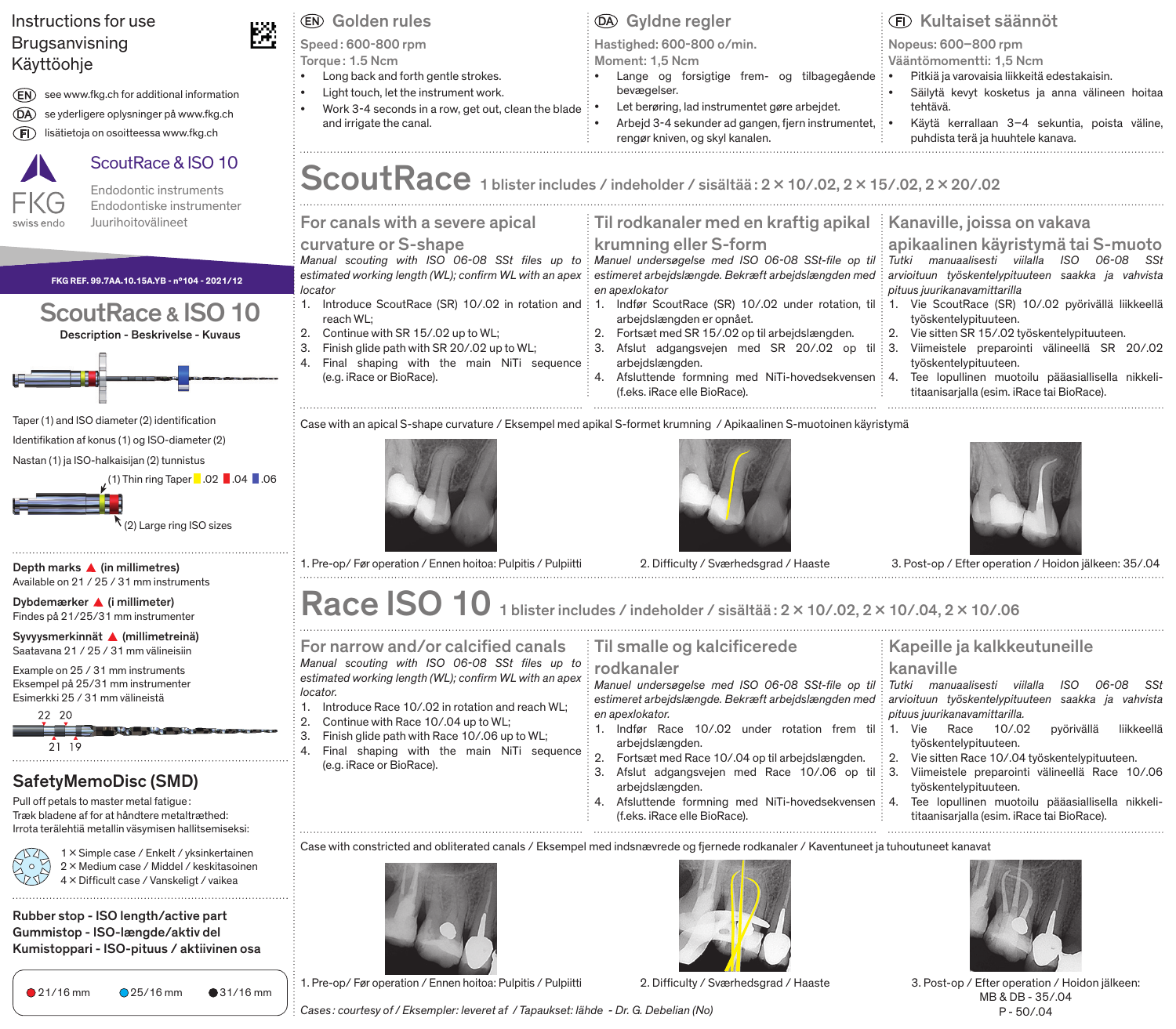Instructions for use
Brugsanvisning
Käyttöohje

(EN) see www.fkg.ch for additional information
(DA) se yderligere oplysninger på www.fkg.ch
(FI) lisätietoja on osoitteessa www.fkg.ch

FKG swiss endo

ScoutRace & ISO 10

Endodontic instruments
Endodontiske instrumenter
Juurihoitovälineet

FKG REF. 99.7AA.10.15A.YB - n°104 - 2021/12

## ScoutRace & ISO 10

**Description - Beskrivelse - Kuvaus**

Taper (1) and ISO diameter (2) identification
Identifikation af konus (1) og ISO-diameter (2)
Nastan (1) ja ISO-halkaisijan (2) tunnistus

(1) Thin ring Taper .02 .04 .06

(2) Large ring ISO sizes

**Depth marks ▲ (in millimetres)**
Available on 21 / 25 / 31 mm instruments

**Dybdemærker ▲ (i millimeter)**
Findes på 21/25/31 mm instrumenter

**Syvyysmerkinnät ▲ (millimetreinä)**
Saatavana 21 / 25 / 31 mm välineisiin

Example on 25 / 31 mm instruments
Eksempel på 25/31 mm instrumenter
Esimerkki 25 / 31 mm välineistä

22 20
21 19

## SafetyMemoDisc (SMD)

Pull off petals to master metal fatigue:
Træk bladene af for at håndtere metaltræthed:
Irrota terälehtiä metallin väsymisen hallitsemiseksi:

1 × Simple case / Enkelt / yksinkertainen
2 × Medium case / Middel / keskitasoinen
4 × Difficult case / Vanskeligt / vaikea

**Rubber stop - ISO length/active part**
**Gummistop - ISO-længde/aktiv del**
**Kumistoppari - ISO-pituus / aktiivinen osa**

21/16 mm 25/16 mm 31/16 mm

### (EN) Golden rules

Speed: 600-800 rpm
Torque: 1.5 Ncm

- Long back and forth gentle strokes.
- Light touch, let the instrument work.
- Work 3-4 seconds in a row, get out, clean the blade and irrigate the canal.

### (DA) Gyldne regler

Hastighed: 600-800 o/min.
Moment: 1,5 Ncm

- Lange og forsigtige frem- og tilbagegående bevægelser.
- Let berøring, lad instrumentet gøre arbejdet.
- Arbejd 3-4 sekunder ad gangen, fjern instrumentet, rengør kniven, og skyl kanalen.

### (FI) Kultaiset säännöt

Nopeus: 600–800 rpm
Vääntömomentti: 1,5 Ncm

- Pitkiä ja varovaisia liikkeitä edestakaisin.
- Säilytä kevyt kosketus ja anna välineen hoitaa tehtävä.
- Käytä kerrallaan 3–4 sekuntia, poista väline, puhdista terä ja huuhtele kanava.

## ScoutRace 1 blister includes / indeholder / sisältää: 2 × 10/.02, 2 × 15/.02, 2 × 20/.02

### For canals with a severe apical curvature or S-shape

*Manual scouting with ISO 06-08 SSt files up to estimated working length (WL); confirm WL with an apex locator*

1. Introduce ScoutRace (SR) 10/.02 in rotation and reach WL;
2. Continue with SR 15/.02 up to WL;
3. Finish glide path with SR 20/.02 up to WL;
4. Final shaping with the main NiTi sequence (e.g. iRace or BioRace).

### Til rodkanaler med en kraftig apikal krumning eller S-form

*Manuel undersøgelse med ISO 06-08 SSt-file op til estimeret arbejdslængde. Bekræft arbejdslængden med en apexlokator*

1. Indfør ScoutRace (SR) 10/.02 under rotation, til arbejdslængden er opnået.
2. Fortsæt med SR 15/.02 op til arbejdslængden.
3. Afslut adgangsvejen med SR 20/.02 op til arbejdslængden.
4. Afsluttende formning med NiTi-hovedsekvensen (f.eks. iRace elle BioRace).

### Kanaville, joissa on vakava apikaalinen käyristymä tai S-muoto

*Tutki manuaalisesti viilalla ISO 06-08 SSt arvioituun työskentelypituuteen saakka ja vahvista pituus juurikanavamittarilla*

1. Vie ScoutRace (SR) 10/.02 pyörivällä liikkeellä työskentelypituuteen.
2. Vie sitten SR 15/.02 työskentelypituuteen.
3. Viimeistele preparointi välineellä SR 20/.02 työskentelypituuteen.
4. Tee lopullinen muotoilu pääasiallisella nikkeli-titaanisarjalla (esim. iRace tai BioRace).

Case with an apical S-shape curvature / Eksempel med apikal S-formet krumning / Apikaalinen S-muotoinen käyristymä

1. Pre-op/ Før operation / Ennen hoitoa: Pulpitis / Pulpiitti

2. Difficulty / Sværhedsgrad / Haaste

3. Post-op / Efter operation / Hoidon jälkeen: 35/.04

## Race ISO 10 1 blister includes / indeholder / sisältää: 2 × 10/.02, 2 × 10/.04, 2 × 10/.06

### For narrow and/or calcified canals

*Manual scouting with ISO 06-08 SSt files up to estimated working length (WL); confirm WL with an apex locator.*

1. Introduce Race 10/.02 in rotation and reach WL;
2. Continue with Race 10/.04 up to WL;
3. Finish glide path with Race 10/.06 up to WL;
4. Final shaping with the main NiTi sequence (e.g. iRace or BioRace).

### Til smalle og kalcificerede rodkanaler

*Manuel undersøgelse med ISO 06-08 SSt-file op til estimeret arbejdslængde. Bekræft arbejdslængden med en apexlokator.*

1. Indfør Race 10/.02 under rotation frem til arbejdslængden.
2. Fortsæt med Race 10/.04 op til arbejdslængden.
3. Afslut adgangsvejen med Race 10/.06 op til arbejdslængden.
4. Afsluttende formning med NiTi-hovedsekvensen (f.eks. iRace elle BioRace).

### Kapeille ja kalkkeutuneille kanaville

*Tutki manuaalisesti viilalla ISO 06-08 SSt arvioituun työskentelypituuteen saakka ja vahvista pituus juurikanavamittarilla.*

1. Vie Race 10/.02 pyörivällä liikkeellä työskentelypituuteen.
2. Vie sitten Race 10/.04 työskentelypituuteen.
3. Viimeistele preparointi välineellä Race 10/.06 työskentelypituuteen.
4. Tee lopullinen muotoilu pääasiallisella nikkeli-titaanisarjalla (esim. iRace tai BioRace).

Case with constricted and obliterated canals / Eksempel med indsnævrede og fjernede rodkanaler / Kaventuneet ja tuhoutuneet kanavat

1. Pre-op/ Før operation / Ennen hoitoa: Pulpitis / Pulpiitti

2. Difficulty / Sværhedsgrad / Haaste

3. Post-op / Efter operation / Hoidon jälkeen: MB & DB - 35/.04 P - 50/.04

*Cases: courtesy of / Eksempler: leveret af / Tapaukset: lähde - Dr. G. Debelian (No)*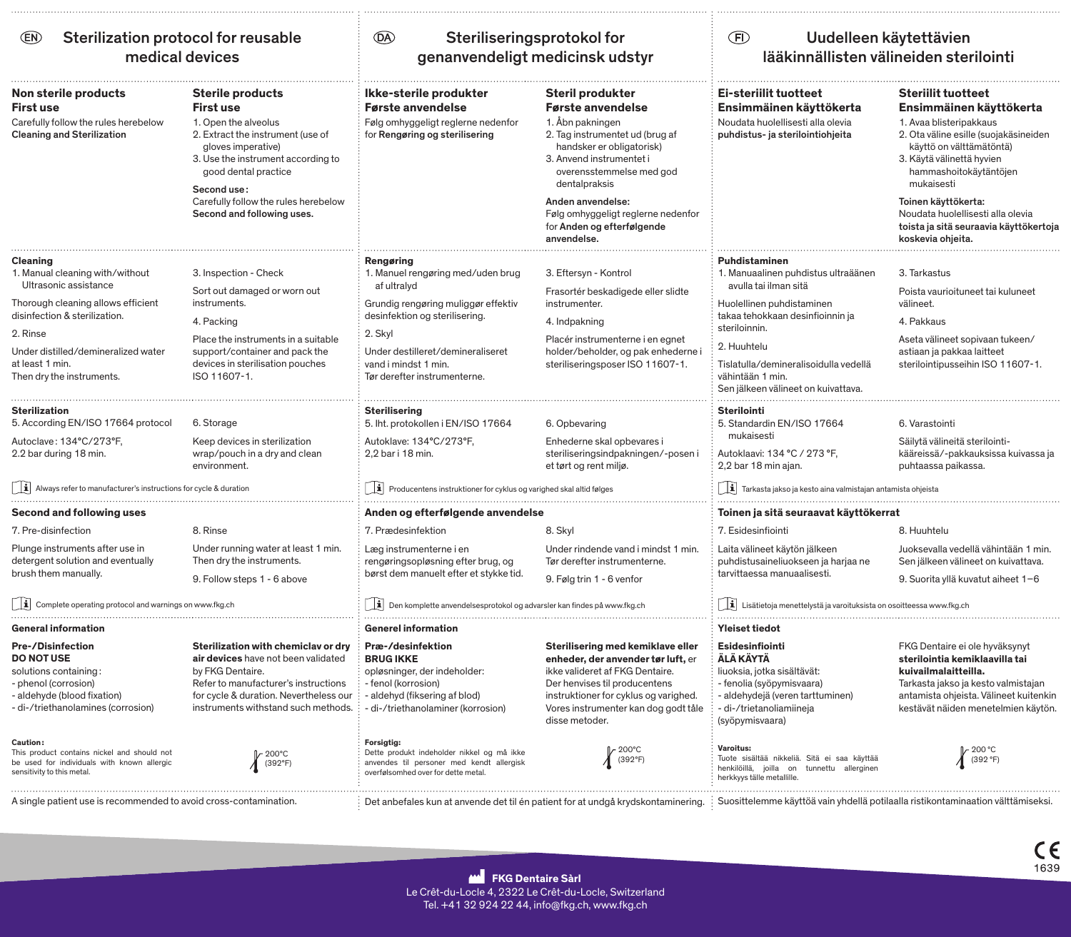# (EN) Sterilization protocol for reusable medical devices

## Non sterile products
**First use**

Carefully follow the rules herebelow **Cleaning and Sterilization**

## Sterile products
**First use**

1. Open the alveolus
2. Extract the instrument (use of gloves imperative)
3. Use the instrument according to good dental practice

**Second use:**
Carefully follow the rules herebelow **Second and following uses.**

## Cleaning

1. Manual cleaning with/without Ultrasonic assistance

Thorough cleaning allows efficient disinfection & sterilization.

2. Rinse

Under distilled/demineralized water at least 1 min.
Then dry the instruments.

3. Inspection - Check

Sort out damaged or worn out instruments.

4. Packing

Place the instruments in a suitable support/container and pack the devices in sterilisation pouches ISO 11607-1.

## Sterilization

5. According EN/ISO 17664 protocol

Autoclave: 134°C/273°F,
2.2 bar during 18 min.

6. Storage

Keep devices in sterilization wrap/pouch in a dry and clean environment.

Always refer to manufacturer's instructions for cycle & duration

## Second and following uses

7. Pre-disinfection

Plunge instruments after use in detergent solution and eventually brush them manually.

8. Rinse

Under running water at least 1 min.
Then dry the instruments.

9. Follow steps 1 - 6 above

Complete operating protocol and warnings on www.fkg.ch

## General information

**Pre-/Disinfection**
**DO NOT USE**
solutions containing:
- phenol (corrosion)
- aldehyde (blood fixation)
- di-/triethanolamines (corrosion)

**Sterilization with chemiclav or dry air devices** have not been validated by FKG Dentaire.
Refer to manufacturer's instructions for cycle & duration. Nevertheless our instruments withstand such methods.

**Caution:**
This product contains nickel and should not be used for individuals with known allergic sensitivity to this metal.

200°C (392°F)

A single patient use is recommended to avoid cross-contamination.

# (DA) Steriliseringsprotokol for genanvendeligt medicinsk udstyr

## Ikke-sterile produkter
**Første anvendelse**

Følg omhyggeligt reglerne nedenfor for **Rengøring og sterilisering**

## Steril produkter
**Første anvendelse**

1. Åbn pakningen
2. Tag instrumentet ud (brug af handsker er obligatorisk)
3. Anvend instrumentet i overensstemmelse med god dentalpraksis

**Anden anvendelse:**
Følg omhyggeligt reglerne nedenfor for **Anden og efterfølgende anvendelse.**

## Rengøring

1. Manuel rengøring med/uden brug af ultralyd

Grundig rengøring muliggør effektiv desinfektion og sterilisering.

2. Skyl

Under destilleret/demineraliseret vand i mindst 1 min.
Tør derefter instrumenterne.

3. Eftersyn - Kontrol

Frasortér beskadigede eller slidte instrumenter.

4. Indpakning

Placér instrumenterne i en egnet holder/beholder, og pak enhederne i steriliseringsposer ISO 11607-1.

## Sterilisering

5. Iht. protokollen i EN/ISO 17664

Autoklave: 134°C/273°F,
2,2 bar i 18 min.

6. Opbevaring

Enhederne skal opbevares i steriliseringsindpakningen/-posen i et tørt og rent miljø.

Producentens instruktioner for cyklus og varighed skal altid følges

## Anden og efterfølgende anvendelse

7. Prædesinfektion

Læg instrumenterne i en rengøringsopløsning efter brug, og børst dem manuelt efter et stykke tid.

8. Skyl

Under rindende vand i mindst 1 min.
Tør derefter instrumenterne.

9. Følg trin 1 - 6 venfor

Den komplette anvendelsesprotokol og advarsler kan findes på www.fkg.ch

## Generel information

**Præ-/desinfektion**
**BRUG IKKE**
opløsninger, der indeholder:
- fenol (korrosion)
- aldehyd (fiksering af blod)
- di-/triethanolaminer (korrosion)

**Sterilisering med kemiklave eller enheder, der anvender tør luft,** er ikke valideret af FKG Dentaire.
Der henvises til producentens instruktioner for cyklus og varighed.
Vores instrumenter kan dog godt tåle disse metoder.

**Forsigtig:**
Dette produkt indeholder nikkel og må ikke anvendes til personer med kendt allergisk overfølsomhed over for dette metal.

200°C (392°F)

Det anbefales kun at anvende det til én patient for at undgå krydskontaminering.

# (FI) Uudelleen käytettävien lääkinnällisten välineiden sterilointi

## Ei-steriilit tuotteet
**Ensimmäinen käyttökerta**

Noudata huolellisesti alla olevia **puhdistus- ja sterilointiohjeita**

## Steriilit tuotteet
**Ensimmäinen käyttökerta**

1. Avaa blisteripakkaus
2. Ota väline esille (suojakäsineiden käyttö on välttämätöntä)
3. Käytä välinettä hyvien hammashoitokäytäntöjen mukaisesti

**Toinen käyttökerta:**
Noudata huolellisesti alla olevia **toista ja sitä seuraavia käyttökertoja koskevia ohjeita.**

## Puhdistaminen

1. Manuaalinen puhdistus ultraäänen avulla tai ilman sitä

Huolellinen puhdistaminen takaa tehokkaan desinfioinnin ja steriloinnin.

2. Huuhtelu

Tislatulla/demineralisoidulla vedellä vähintään 1 min.
Sen jälkeen välineet on kuivattava.

3. Tarkastus

Poista vaurioituneet tai kuluneet välineet.

4. Pakkaus

Aseta välineet sopivaan tukeen/astiaan ja pakkaa laitteet sterilointipusseihin ISO 11607-1.

## Sterilointi

5. Standardin EN/ISO 17664 mukaisesti

Autoklaavi: 134 °C / 273 °F,
2,2 bar 18 min ajan.

6. Varastointi

Säilytä välineitä sterilointikääreissä/-pakkauksissa kuivassa ja puhtaassa paikassa.

Tarkasta jakso ja kesto aina valmistajan antamista ohjeista

## Toinen ja sitä seuraavat käyttökerrat

7. Esidesinfiointi

Laita välineet käytön jälkeen puhdistusaineliuokseen ja harjaa ne tarvittaessa manuaalisesti.

8. Huuhtelu

Juoksevalla vedellä vähintään 1 min.
Sen jälkeen välineet on kuivattava.

9. Suorita yllä kuvatut aiheet 1–6

Lisätietoja menettelystä ja varoituksista on osoitteessa www.fkg.ch

## Yleiset tiedot

**Esidesinfiointi**
**ÄLÄ KÄYTÄ**
liuoksia, jotka sisältävät:
- fenolia (syöpymisvaara)
- aldehydejä (veren tarttuminen)
- di-/trietanoliamiineja (syöpymisvaara)

FKG Dentaire ei ole hyväksynyt **sterilointia kemiklaaveilla tai kuivailmalaitteilla.**
Tarkasta jakso ja kesto valmistajan antamista ohjeista. Välineet kuitenkin kestävät näiden menetelmien käytön.

**Varoitus:**
Tuote sisältää nikkeliä. Sitä ei saa käyttää henkilöillä, joilla on tunnettu allerginen herkkyys tälle metallille.

200 °C (392 °F)

Suosittelemme käyttöä vain yhdellä potilaalla ristikontaminaation välttämiseksi.

CE 1639

**FKG Dentaire Sàrl**
Le Crêt-du-Locle 4, 2322 Le Crêt-du-Locle, Switzerland
Tel. +41 32 924 22 44, info@fkg.ch, www.fkg.ch